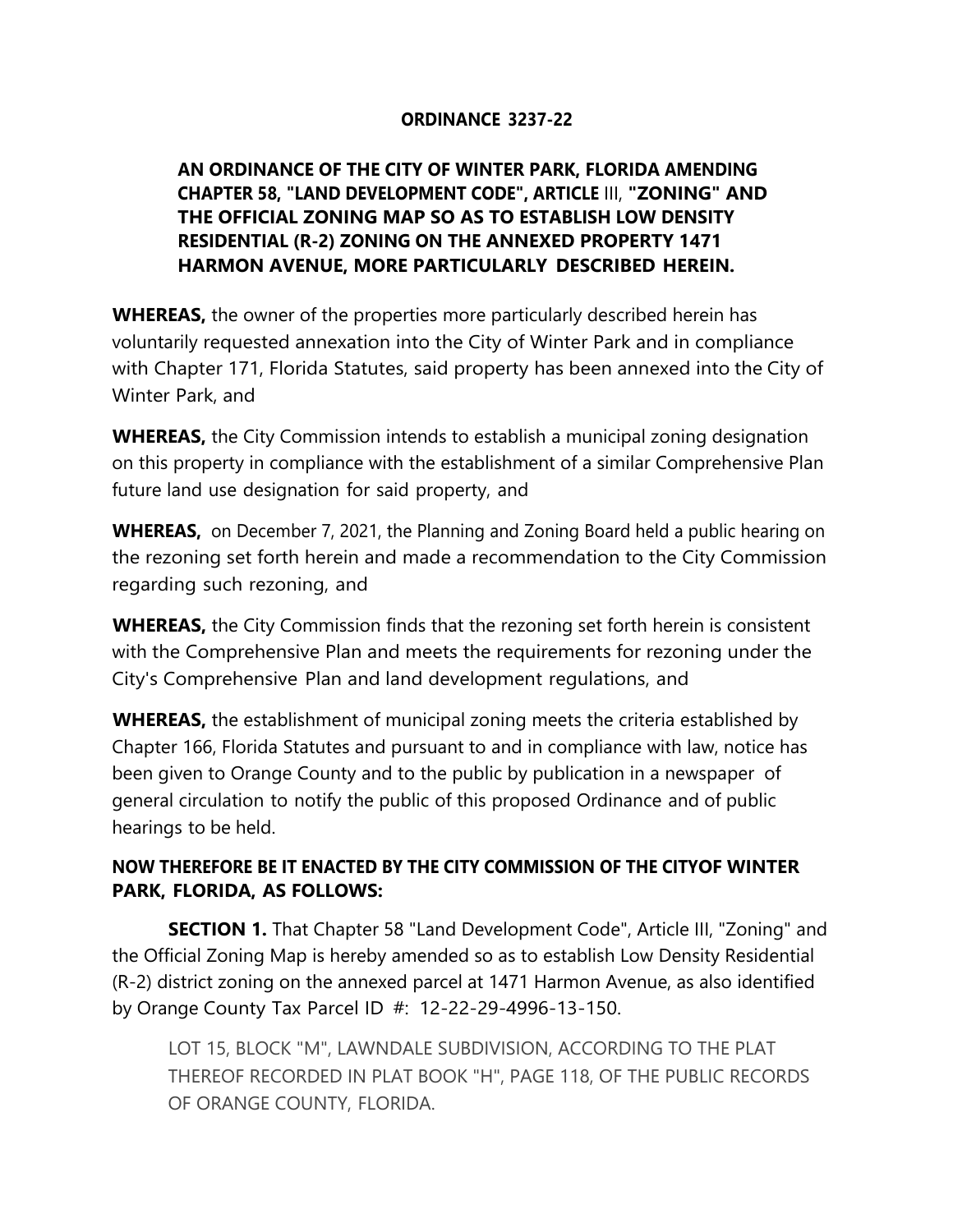# ORDINANCE 3237-22

**AN ORDINANCE OF THE CITY OF WINTER PARK, FLORIDA AMENDING CHAPTER 58, "LAND DEVELOPMENT CODE", ARTICLE III, "ZONING" AND THE OFFICIAL ZONING MAP SO AS TO ESTABLISH LOW DENSITY RESIDENTIAL (R-2) ZONING ON THE ANNEXED PROPERTY 1471 HARMON AVENUE, MORE PARTICULARLY DESCRIBED HEREIN.**

**WHEREAS,** the owner of the properties more particularly described herein has voluntarily requested annexation into the City of Winter Park and in compliance with Chapter 171, Florida Statutes, said property has been annexed into the City of Winter Park, and

**WHEREAS,** the City Commission intends to establish a municipal zoning designation on this property in compliance with the establishment of a similar Comprehensive Plan future land use designation for said property, and

**WHEREAS,** on December 7, 2021, the Planning and Zoning Board held a public hearing on the rezoning set forth herein and made a recommendation to the City Commission regarding such rezoning, and

**WHEREAS,** the City Commission finds that the rezoning set forth herein is consistent with the Comprehensive Plan and meets the requirements for rezoning under the City's Comprehensive Plan and land development regulations, and

**WHEREAS,** the establishment of municipal zoning meets the criteria established by Chapter 166, Florida Statutes and pursuant to and in compliance with law, notice has been given to Orange County and to the public by publication in a newspaper of general circulation to notify the public of this proposed Ordinance and of public hearings to be held.

**NOW THEREFORE BE IT ENACTED BY THE CITY COMMISSION OF THE CITYOF WINTER PARK, FLORIDA, AS FOLLOWS:**

**SECTION 1.** That Chapter 58 "Land Development Code", Article III, "Zoning" and the Official Zoning Map is hereby amended so as to establish Low Density Residential (R-2) district zoning on the annexed parcel at 1471 Harmon Avenue, as also identified by Orange County Tax Parcel ID #: 12-22-29-4996-13-150.

LOT 15, BLOCK "M", LAWNDALE SUBDIVISION, ACCORDING TO THE PLAT THEREOF RECORDED IN PLAT BOOK "H", PAGE 118, OF THE PUBLIC RECORDS OF ORANGE COUNTY, FLORIDA.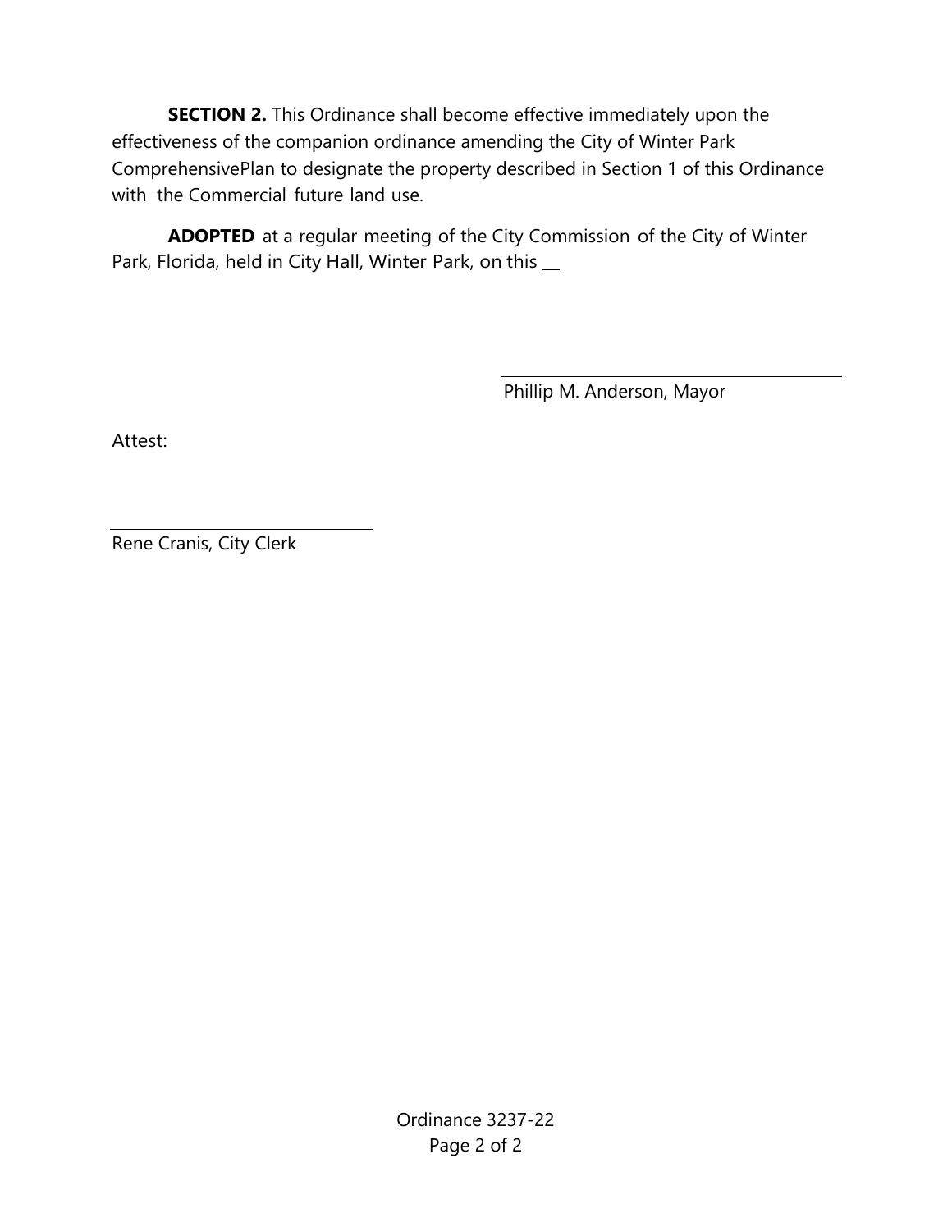**SECTION 2.** This Ordinance shall become effective immediately upon the effectiveness of the companion ordinance amending the City of Winter Park ComprehensivePlan to designate the property described in Section 1 of this Ordinance with the Commercial future land use.

**ADOPTED** at a regular meeting of the City Commission of the City of Winter Park, Florida, held in City Hall, Winter Park, on this __

\_\_\_\_\_\_\_\_\_\_\_\_\_\_\_\_\_\_\_\_\_\_\_\_\_\_\_\_\_\_\_\_\_\_\_\_

Phillip M. Anderson, Mayor

Attest:

\_\_\_\_\_\_\_\_\_\_\_\_\_\_\_\_\_\_\_\_\_\_\_\_\_\_\_\_\_\_\_\_\_\_\_\_

Rene Cranis, City Clerk

Ordinance 3237-22